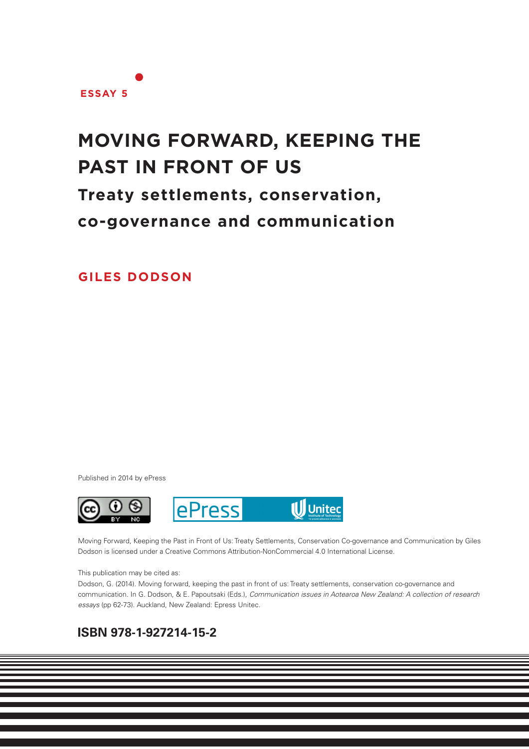ESSAY 5

# MOVING FORWARD, KEEPING THE PAST IN FRONT OF US

## Treaty settlements, conservation, co-governance and communication

**GILES DODSON**

Published in 2014 by ePress

Moving Forward, Keeping the Past in Front of Us: Treaty Settlements, Conservation Co-governance and Communication by Giles Dodson is licensed under a Creative Commons Attribution-NonCommercial 4.0 International License.

This publication may be cited as:
Dodson, G. (2014). Moving forward, keeping the past in front of us: Treaty settlements, conservation co-governance and communication. In G. Dodson, & E. Papoutsaki (Eds.), *Communication issues in Aotearoa New Zealand: A collection of research essays* (pp 62-73). Auckland, New Zealand: Epress Unitec.

**ISBN 978-1-927214-15-2**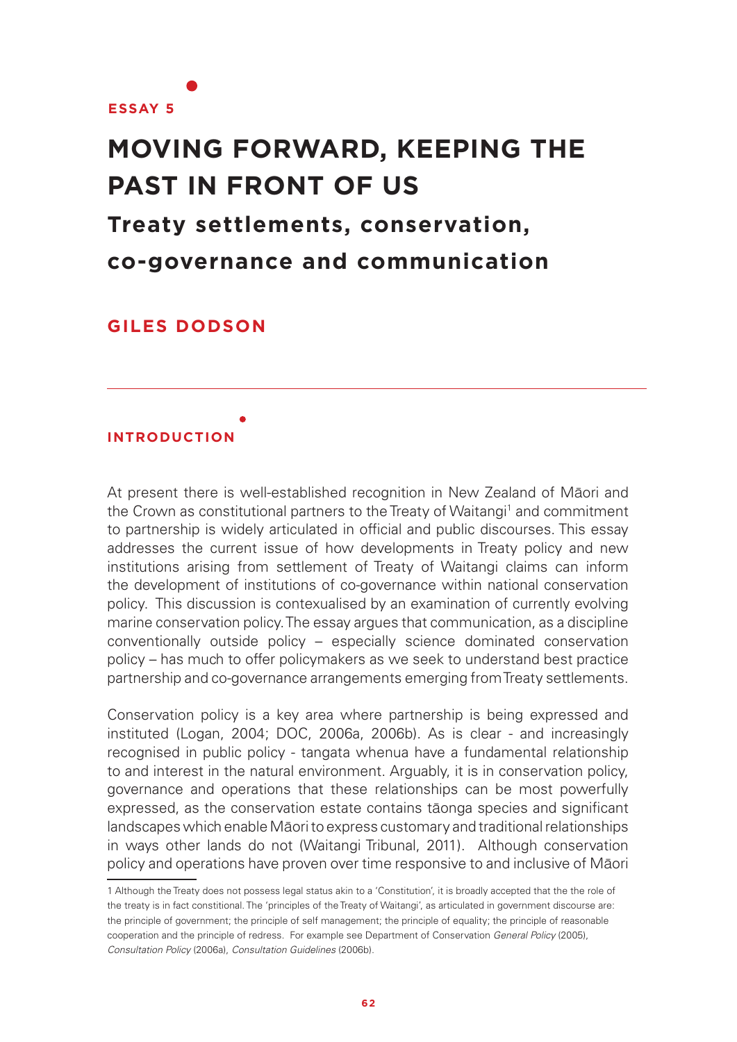ESSAY 5

# MOVING FORWARD, KEEPING THE PAST IN FRONT OF US

## Treaty settlements, conservation, co-governance and communication

**GILES DODSON**

---

### INTRODUCTION

At present there is well-established recognition in New Zealand of Māori and the Crown as constitutional partners to the Treaty of Waitangi[1] and commitment to partnership is widely articulated in official and public discourses. This essay addresses the current issue of how developments in Treaty policy and new institutions arising from settlement of Treaty of Waitangi claims can inform the development of institutions of co-governance within national conservation policy. This discussion is contexualised by an examination of currently evolving marine conservation policy. The essay argues that communication, as a discipline conventionally outside policy – especially science dominated conservation policy – has much to offer policymakers as we seek to understand best practice partnership and co-governance arrangements emerging from Treaty settlements.

Conservation policy is a key area where partnership is being expressed and instituted (Logan, 2004; DOC, 2006a, 2006b). As is clear - and increasingly recognised in public policy - tangata whenua have a fundamental relationship to and interest in the natural environment. Arguably, it is in conservation policy, governance and operations that these relationships can be most powerfully expressed, as the conservation estate contains tāonga species and significant landscapes which enable Māori to express customary and traditional relationships in ways other lands do not (Waitangi Tribunal, 2011). Although conservation policy and operations have proven over time responsive to and inclusive of Māori

1 Although the Treaty does not possess legal status akin to a 'Constitution', it is broadly accepted that the the role of the treaty is in fact constitional. The 'principles of the Treaty of Waitangi', as articulated in government discourse are: the principle of government; the principle of self management; the principle of equality; the principle of reasonable cooperation and the principle of redress. For example see Department of Conservation *General Policy* (2005), *Consultation Policy* (2006a), *Consultation Guidelines* (2006b).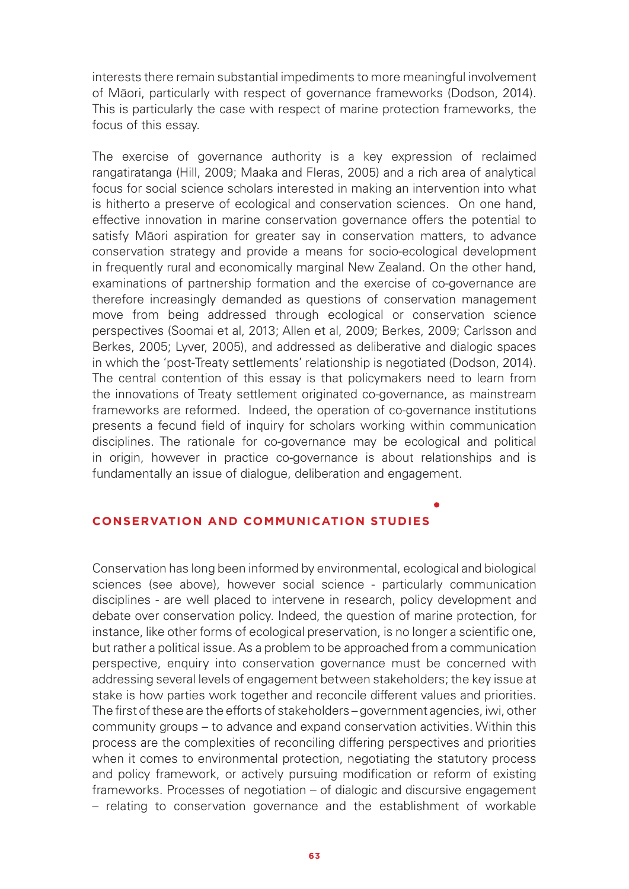interests there remain substantial impediments to more meaningful involvement of Māori, particularly with respect of governance frameworks (Dodson, 2014). This is particularly the case with respect of marine protection frameworks, the focus of this essay.

The exercise of governance authority is a key expression of reclaimed rangatiratanga (Hill, 2009; Maaka and Fleras, 2005) and a rich area of analytical focus for social science scholars interested in making an intervention into what is hitherto a preserve of ecological and conservation sciences. On one hand, effective innovation in marine conservation governance offers the potential to satisfy Māori aspiration for greater say in conservation matters, to advance conservation strategy and provide a means for socio-ecological development in frequently rural and economically marginal New Zealand. On the other hand, examinations of partnership formation and the exercise of co-governance are therefore increasingly demanded as questions of conservation management move from being addressed through ecological or conservation science perspectives (Soomai et al, 2013; Allen et al, 2009; Berkes, 2009; Carlsson and Berkes, 2005; Lyver, 2005), and addressed as deliberative and dialogic spaces in which the 'post-Treaty settlements' relationship is negotiated (Dodson, 2014). The central contention of this essay is that policymakers need to learn from the innovations of Treaty settlement originated co-governance, as mainstream frameworks are reformed. Indeed, the operation of co-governance institutions presents a fecund field of inquiry for scholars working within communication disciplines. The rationale for co-governance may be ecological and political in origin, however in practice co-governance is about relationships and is fundamentally an issue of dialogue, deliberation and engagement.

## CONSERVATION AND COMMUNICATION STUDIES

Conservation has long been informed by environmental, ecological and biological sciences (see above), however social science - particularly communication disciplines - are well placed to intervene in research, policy development and debate over conservation policy. Indeed, the question of marine protection, for instance, like other forms of ecological preservation, is no longer a scientific one, but rather a political issue. As a problem to be approached from a communication perspective, enquiry into conservation governance must be concerned with addressing several levels of engagement between stakeholders; the key issue at stake is how parties work together and reconcile different values and priorities. The first of these are the efforts of stakeholders – government agencies, iwi, other community groups – to advance and expand conservation activities. Within this process are the complexities of reconciling differing perspectives and priorities when it comes to environmental protection, negotiating the statutory process and policy framework, or actively pursuing modification or reform of existing frameworks. Processes of negotiation – of dialogic and discursive engagement – relating to conservation governance and the establishment of workable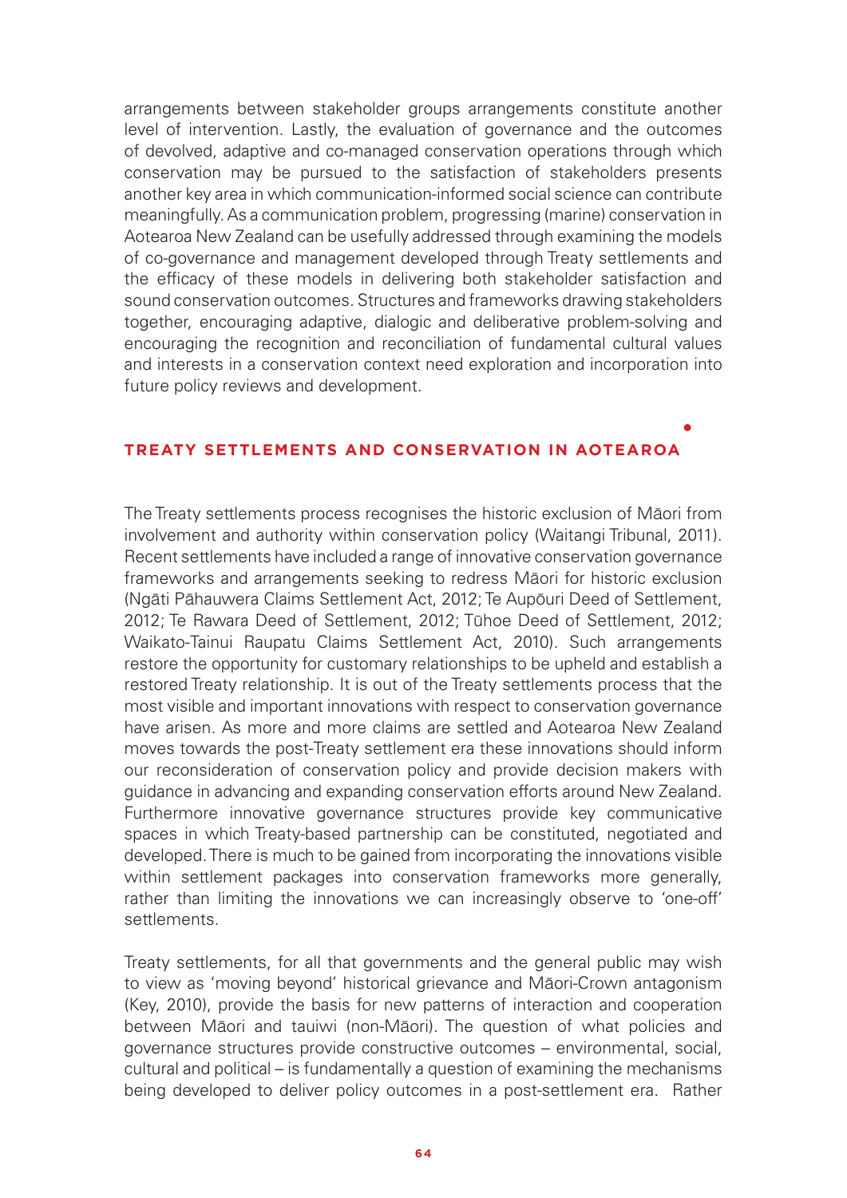arrangements between stakeholder groups arrangements constitute another level of intervention. Lastly, the evaluation of governance and the outcomes of devolved, adaptive and co-managed conservation operations through which conservation may be pursued to the satisfaction of stakeholders presents another key area in which communication-informed social science can contribute meaningfully. As a communication problem, progressing (marine) conservation in Aotearoa New Zealand can be usefully addressed through examining the models of co-governance and management developed through Treaty settlements and the efficacy of these models in delivering both stakeholder satisfaction and sound conservation outcomes. Structures and frameworks drawing stakeholders together, encouraging adaptive, dialogic and deliberative problem-solving and encouraging the recognition and reconciliation of fundamental cultural values and interests in a conservation context need exploration and incorporation into future policy reviews and development.

## TREATY SETTLEMENTS AND CONSERVATION IN AOTEAROA

The Treaty settlements process recognises the historic exclusion of Māori from involvement and authority within conservation policy (Waitangi Tribunal, 2011). Recent settlements have included a range of innovative conservation governance frameworks and arrangements seeking to redress Māori for historic exclusion (Ngāti Pāhauwera Claims Settlement Act, 2012; Te Aupōuri Deed of Settlement, 2012; Te Rawara Deed of Settlement, 2012; Tūhoe Deed of Settlement, 2012; Waikato-Tainui Raupatu Claims Settlement Act, 2010). Such arrangements restore the opportunity for customary relationships to be upheld and establish a restored Treaty relationship. It is out of the Treaty settlements process that the most visible and important innovations with respect to conservation governance have arisen. As more and more claims are settled and Aotearoa New Zealand moves towards the post-Treaty settlement era these innovations should inform our reconsideration of conservation policy and provide decision makers with guidance in advancing and expanding conservation efforts around New Zealand. Furthermore innovative governance structures provide key communicative spaces in which Treaty-based partnership can be constituted, negotiated and developed. There is much to be gained from incorporating the innovations visible within settlement packages into conservation frameworks more generally, rather than limiting the innovations we can increasingly observe to 'one-off' settlements.

Treaty settlements, for all that governments and the general public may wish to view as 'moving beyond' historical grievance and Māori-Crown antagonism (Key, 2010), provide the basis for new patterns of interaction and cooperation between Māori and tauiwi (non-Māori). The question of what policies and governance structures provide constructive outcomes – environmental, social, cultural and political – is fundamentally a question of examining the mechanisms being developed to deliver policy outcomes in a post-settlement era. Rather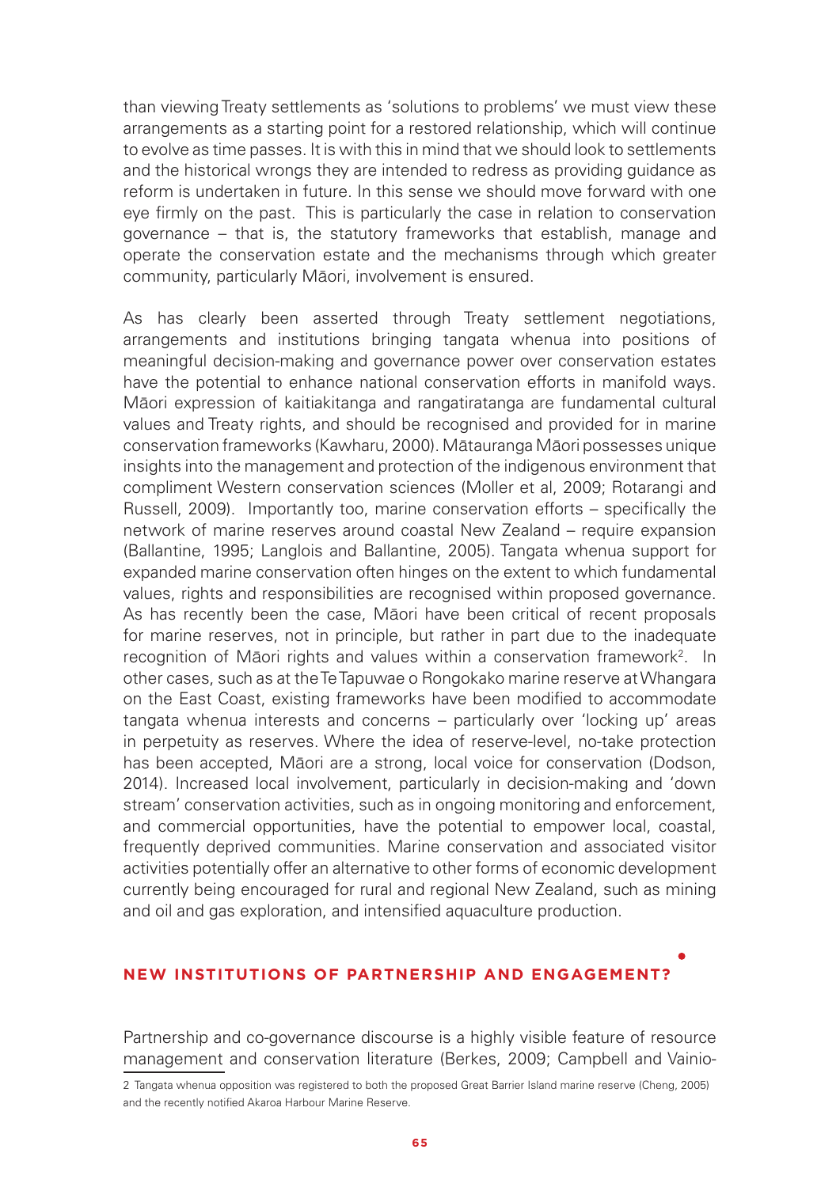than viewing Treaty settlements as 'solutions to problems' we must view these arrangements as a starting point for a restored relationship, which will continue to evolve as time passes. It is with this in mind that we should look to settlements and the historical wrongs they are intended to redress as providing guidance as reform is undertaken in future. In this sense we should move forward with one eye firmly on the past. This is particularly the case in relation to conservation governance – that is, the statutory frameworks that establish, manage and operate the conservation estate and the mechanisms through which greater community, particularly Māori, involvement is ensured.

As has clearly been asserted through Treaty settlement negotiations, arrangements and institutions bringing tangata whenua into positions of meaningful decision-making and governance power over conservation estates have the potential to enhance national conservation efforts in manifold ways. Māori expression of kaitiakitanga and rangatiratanga are fundamental cultural values and Treaty rights, and should be recognised and provided for in marine conservation frameworks (Kawharu, 2000). Mātauranga Māori possesses unique insights into the management and protection of the indigenous environment that compliment Western conservation sciences (Moller et al, 2009; Rotarangi and Russell, 2009). Importantly too, marine conservation efforts – specifically the network of marine reserves around coastal New Zealand – require expansion (Ballantine, 1995; Langlois and Ballantine, 2005). Tangata whenua support for expanded marine conservation often hinges on the extent to which fundamental values, rights and responsibilities are recognised within proposed governance. As has recently been the case, Māori have been critical of recent proposals for marine reserves, not in principle, but rather in part due to the inadequate recognition of Māori rights and values within a conservation framework[2]. In other cases, such as at the Te Tapuwae o Rongokako marine reserve at Whangara on the East Coast, existing frameworks have been modified to accommodate tangata whenua interests and concerns – particularly over 'locking up' areas in perpetuity as reserves. Where the idea of reserve-level, no-take protection has been accepted, Māori are a strong, local voice for conservation (Dodson, 2014). Increased local involvement, particularly in decision-making and 'down stream' conservation activities, such as in ongoing monitoring and enforcement, and commercial opportunities, have the potential to empower local, coastal, frequently deprived communities. Marine conservation and associated visitor activities potentially offer an alternative to other forms of economic development currently being encouraged for rural and regional New Zealand, such as mining and oil and gas exploration, and intensified aquaculture production.

## NEW INSTITUTIONS OF PARTNERSHIP AND ENGAGEMENT?

Partnership and co-governance discourse is a highly visible feature of resource management and conservation literature (Berkes, 2009; Campbell and Vainio-

2 Tangata whenua opposition was registered to both the proposed Great Barrier Island marine reserve (Cheng, 2005) and the recently notified Akaroa Harbour Marine Reserve.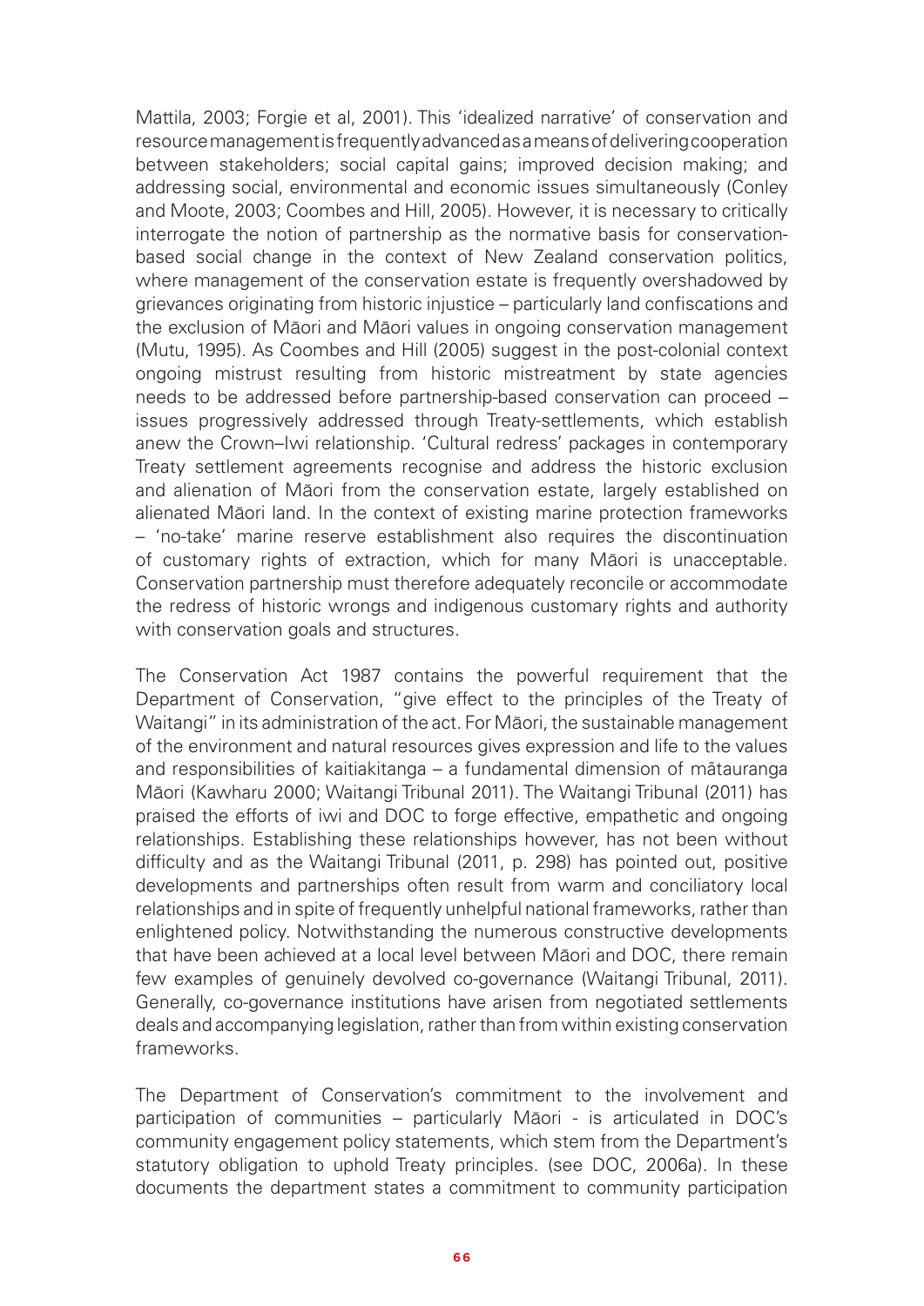Mattila, 2003; Forgie et al, 2001). This 'idealized narrative' of conservation and resource management is frequently advanced as a means of delivering cooperation between stakeholders; social capital gains; improved decision making; and addressing social, environmental and economic issues simultaneously (Conley and Moote, 2003; Coombes and Hill, 2005). However, it is necessary to critically interrogate the notion of partnership as the normative basis for conservation-based social change in the context of New Zealand conservation politics, where management of the conservation estate is frequently overshadowed by grievances originating from historic injustice – particularly land confiscations and the exclusion of Māori and Māori values in ongoing conservation management (Mutu, 1995). As Coombes and Hill (2005) suggest in the post-colonial context ongoing mistrust resulting from historic mistreatment by state agencies needs to be addressed before partnership-based conservation can proceed – issues progressively addressed through Treaty-settlements, which establish anew the Crown–Iwi relationship. 'Cultural redress' packages in contemporary Treaty settlement agreements recognise and address the historic exclusion and alienation of Māori from the conservation estate, largely established on alienated Māori land. In the context of existing marine protection frameworks – 'no-take' marine reserve establishment also requires the discontinuation of customary rights of extraction, which for many Māori is unacceptable. Conservation partnership must therefore adequately reconcile or accommodate the redress of historic wrongs and indigenous customary rights and authority with conservation goals and structures.

The Conservation Act 1987 contains the powerful requirement that the Department of Conservation, "give effect to the principles of the Treaty of Waitangi" in its administration of the act. For Māori, the sustainable management of the environment and natural resources gives expression and life to the values and responsibilities of kaitiakitanga – a fundamental dimension of mātauranga Māori (Kawharu 2000; Waitangi Tribunal 2011). The Waitangi Tribunal (2011) has praised the efforts of iwi and DOC to forge effective, empathetic and ongoing relationships. Establishing these relationships however, has not been without difficulty and as the Waitangi Tribunal (2011, p. 298) has pointed out, positive developments and partnerships often result from warm and conciliatory local relationships and in spite of frequently unhelpful national frameworks, rather than enlightened policy. Notwithstanding the numerous constructive developments that have been achieved at a local level between Māori and DOC, there remain few examples of genuinely devolved co-governance (Waitangi Tribunal, 2011). Generally, co-governance institutions have arisen from negotiated settlements deals and accompanying legislation, rather than from within existing conservation frameworks.

The Department of Conservation's commitment to the involvement and participation of communities – particularly Māori - is articulated in DOC's community engagement policy statements, which stem from the Department's statutory obligation to uphold Treaty principles. (see DOC, 2006a). In these documents the department states a commitment to community participation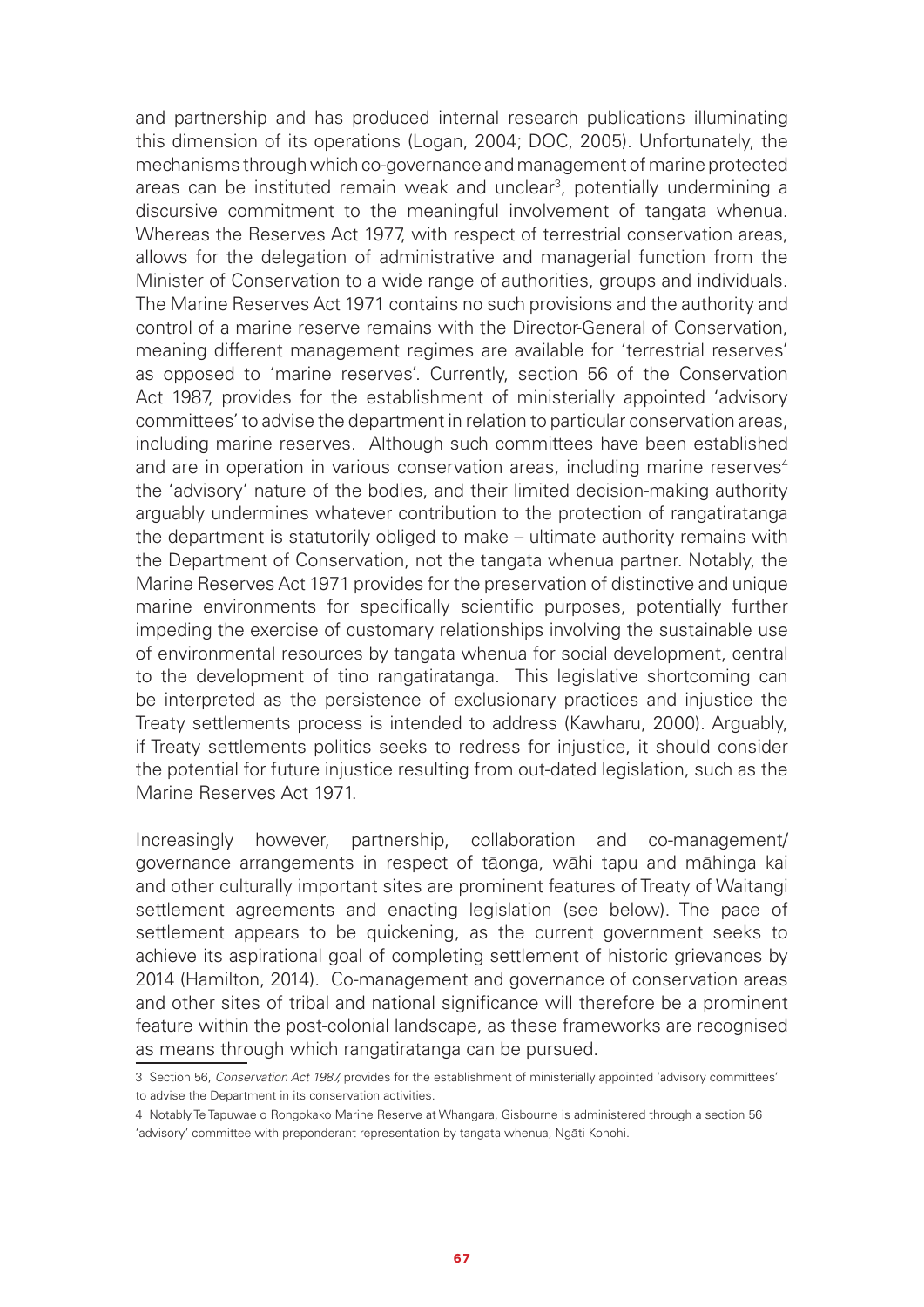and partnership and has produced internal research publications illuminating this dimension of its operations (Logan, 2004; DOC, 2005). Unfortunately, the mechanisms through which co-governance and management of marine protected areas can be instituted remain weak and unclear[3], potentially undermining a discursive commitment to the meaningful involvement of tangata whenua. Whereas the Reserves Act 1977, with respect of terrestrial conservation areas, allows for the delegation of administrative and managerial function from the Minister of Conservation to a wide range of authorities, groups and individuals. The Marine Reserves Act 1971 contains no such provisions and the authority and control of a marine reserve remains with the Director-General of Conservation, meaning different management regimes are available for 'terrestrial reserves' as opposed to 'marine reserves'. Currently, section 56 of the Conservation Act 1987, provides for the establishment of ministerially appointed 'advisory committees' to advise the department in relation to particular conservation areas, including marine reserves. Although such committees have been established and are in operation in various conservation areas, including marine reserves[4] the 'advisory' nature of the bodies, and their limited decision-making authority arguably undermines whatever contribution to the protection of rangatiratanga the department is statutorily obliged to make – ultimate authority remains with the Department of Conservation, not the tangata whenua partner. Notably, the Marine Reserves Act 1971 provides for the preservation of distinctive and unique marine environments for specifically scientific purposes, potentially further impeding the exercise of customary relationships involving the sustainable use of environmental resources by tangata whenua for social development, central to the development of tino rangatiratanga. This legislative shortcoming can be interpreted as the persistence of exclusionary practices and injustice the Treaty settlements process is intended to address (Kawharu, 2000). Arguably, if Treaty settlements politics seeks to redress for injustice, it should consider the potential for future injustice resulting from out-dated legislation, such as the Marine Reserves Act 1971.

Increasingly however, partnership, collaboration and co-management/governance arrangements in respect of tāonga, wāhi tapu and māhinga kai and other culturally important sites are prominent features of Treaty of Waitangi settlement agreements and enacting legislation (see below). The pace of settlement appears to be quickening, as the current government seeks to achieve its aspirational goal of completing settlement of historic grievances by 2014 (Hamilton, 2014). Co-management and governance of conservation areas and other sites of tribal and national significance will therefore be a prominent feature within the post-colonial landscape, as these frameworks are recognised as means through which rangatiratanga can be pursued.

---

3 Section 56, *Conservation Act 1987*, provides for the establishment of ministerially appointed 'advisory committees' to advise the Department in its conservation activities.

4 Notably Te Tapuwae o Rongokako Marine Reserve at Whangara, Gisbourne is administered through a section 56 'advisory' committee with preponderant representation by tangata whenua, Ngāti Konohi.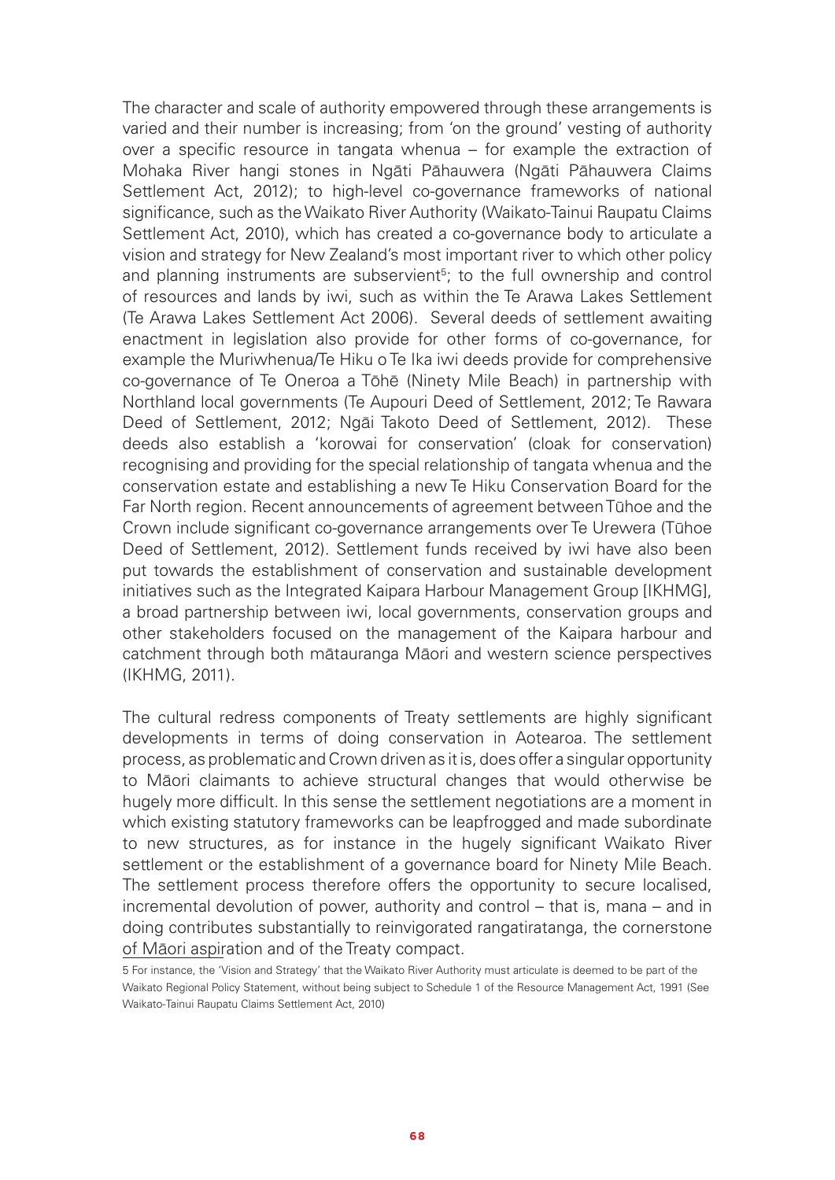The character and scale of authority empowered through these arrangements is varied and their number is increasing; from 'on the ground' vesting of authority over a specific resource in tangata whenua – for example the extraction of Mohaka River hangi stones in Ngāti Pāhauwera (Ngāti Pāhauwera Claims Settlement Act, 2012); to high-level co-governance frameworks of national significance, such as the Waikato River Authority (Waikato-Tainui Raupatu Claims Settlement Act, 2010), which has created a co-governance body to articulate a vision and strategy for New Zealand's most important river to which other policy and planning instruments are subservient[5]; to the full ownership and control of resources and lands by iwi, such as within the Te Arawa Lakes Settlement (Te Arawa Lakes Settlement Act 2006). Several deeds of settlement awaiting enactment in legislation also provide for other forms of co-governance, for example the Muriwhenua/Te Hiku o Te Ika iwi deeds provide for comprehensive co-governance of Te Oneroa a Tōhē (Ninety Mile Beach) in partnership with Northland local governments (Te Aupouri Deed of Settlement, 2012; Te Rawara Deed of Settlement, 2012; Ngāi Takoto Deed of Settlement, 2012). These deeds also establish a 'korowai for conservation' (cloak for conservation) recognising and providing for the special relationship of tangata whenua and the conservation estate and establishing a new Te Hiku Conservation Board for the Far North region. Recent announcements of agreement between Tūhoe and the Crown include significant co-governance arrangements over Te Urewera (Tūhoe Deed of Settlement, 2012). Settlement funds received by iwi have also been put towards the establishment of conservation and sustainable development initiatives such as the Integrated Kaipara Harbour Management Group [IKHMG], a broad partnership between iwi, local governments, conservation groups and other stakeholders focused on the management of the Kaipara harbour and catchment through both mātauranga Māori and western science perspectives (IKHMG, 2011).

The cultural redress components of Treaty settlements are highly significant developments in terms of doing conservation in Aotearoa. The settlement process, as problematic and Crown driven as it is, does offer a singular opportunity to Māori claimants to achieve structural changes that would otherwise be hugely more difficult. In this sense the settlement negotiations are a moment in which existing statutory frameworks can be leapfrogged and made subordinate to new structures, as for instance in the hugely significant Waikato River settlement or the establishment of a governance board for Ninety Mile Beach. The settlement process therefore offers the opportunity to secure localised, incremental devolution of power, authority and control – that is, mana – and in doing contributes substantially to reinvigorated rangatiratanga, the cornerstone of Māori aspiration and of the Treaty compact.

5 For instance, the 'Vision and Strategy' that the Waikato River Authority must articulate is deemed to be part of the Waikato Regional Policy Statement, without being subject to Schedule 1 of the Resource Management Act, 1991 (See Waikato-Tainui Raupatu Claims Settlement Act, 2010)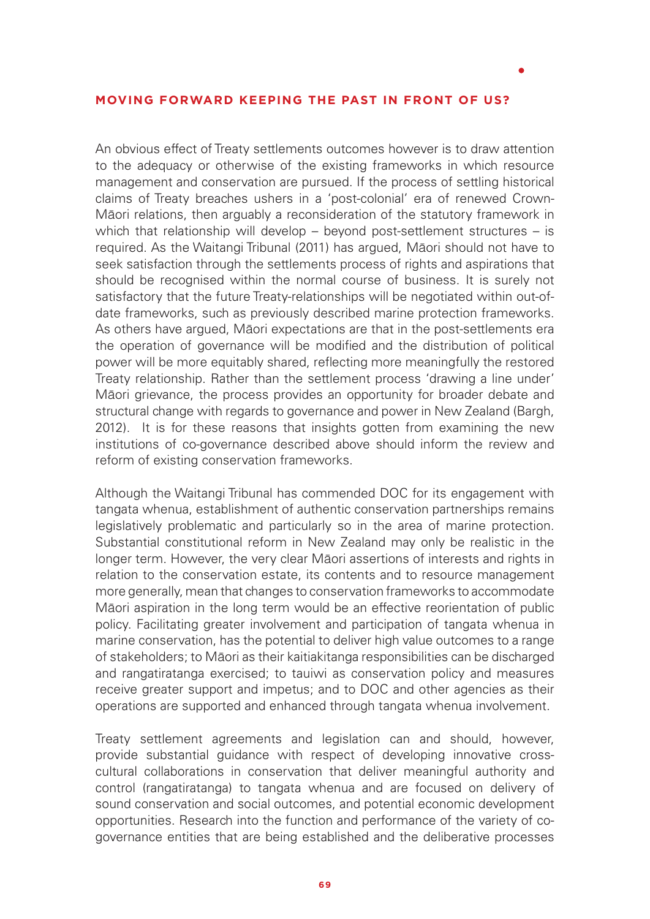## MOVING FORWARD KEEPING THE PAST IN FRONT OF US?

An obvious effect of Treaty settlements outcomes however is to draw attention to the adequacy or otherwise of the existing frameworks in which resource management and conservation are pursued. If the process of settling historical claims of Treaty breaches ushers in a 'post-colonial' era of renewed Crown-Māori relations, then arguably a reconsideration of the statutory framework in which that relationship will develop – beyond post-settlement structures – is required. As the Waitangi Tribunal (2011) has argued, Māori should not have to seek satisfaction through the settlements process of rights and aspirations that should be recognised within the normal course of business. It is surely not satisfactory that the future Treaty-relationships will be negotiated within out-of-date frameworks, such as previously described marine protection frameworks. As others have argued, Māori expectations are that in the post-settlements era the operation of governance will be modified and the distribution of political power will be more equitably shared, reflecting more meaningfully the restored Treaty relationship. Rather than the settlement process 'drawing a line under' Māori grievance, the process provides an opportunity for broader debate and structural change with regards to governance and power in New Zealand (Bargh, 2012). It is for these reasons that insights gotten from examining the new institutions of co-governance described above should inform the review and reform of existing conservation frameworks.

Although the Waitangi Tribunal has commended DOC for its engagement with tangata whenua, establishment of authentic conservation partnerships remains legislatively problematic and particularly so in the area of marine protection. Substantial constitutional reform in New Zealand may only be realistic in the longer term. However, the very clear Māori assertions of interests and rights in relation to the conservation estate, its contents and to resource management more generally, mean that changes to conservation frameworks to accommodate Māori aspiration in the long term would be an effective reorientation of public policy. Facilitating greater involvement and participation of tangata whenua in marine conservation, has the potential to deliver high value outcomes to a range of stakeholders; to Māori as their kaitiakitanga responsibilities can be discharged and rangatiratanga exercised; to tauiwi as conservation policy and measures receive greater support and impetus; and to DOC and other agencies as their operations are supported and enhanced through tangata whenua involvement.

Treaty settlement agreements and legislation can and should, however, provide substantial guidance with respect of developing innovative cross-cultural collaborations in conservation that deliver meaningful authority and control (rangatiratanga) to tangata whenua and are focused on delivery of sound conservation and social outcomes, and potential economic development opportunities. Research into the function and performance of the variety of co-governance entities that are being established and the deliberative processes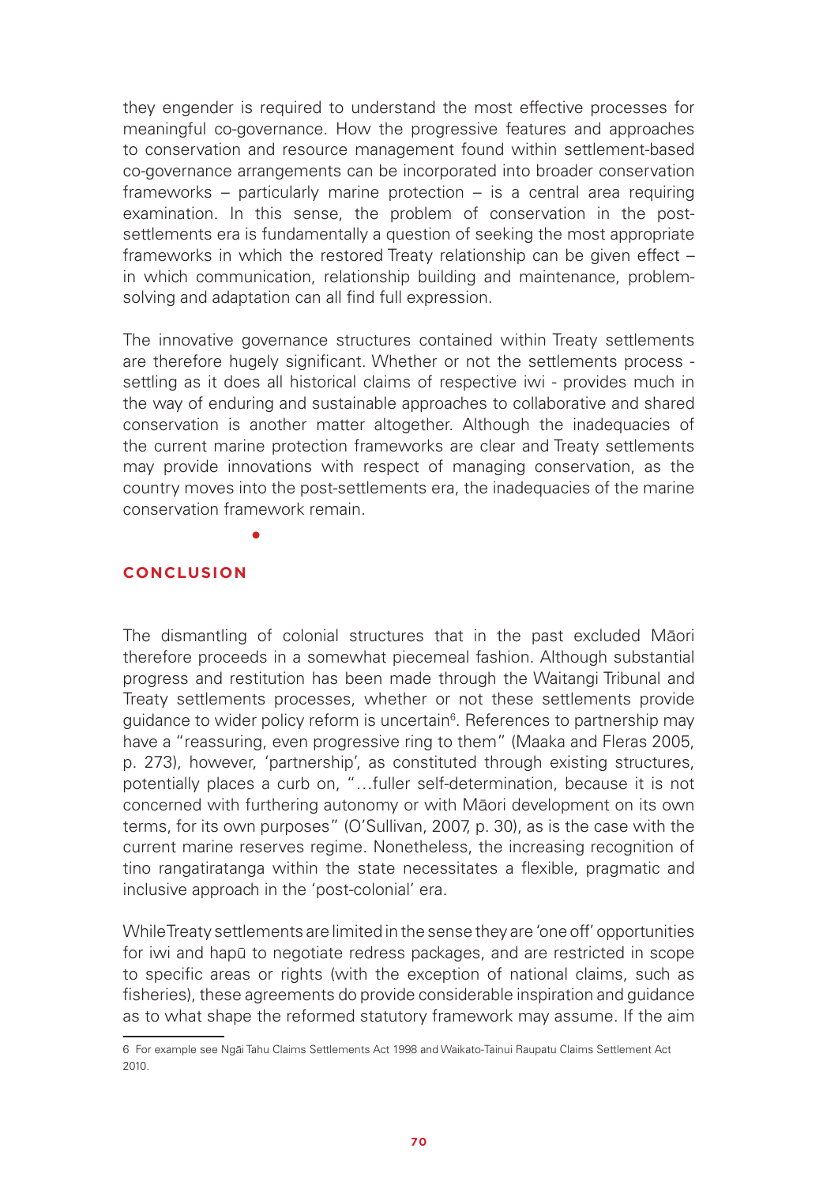they engender is required to understand the most effective processes for meaningful co-governance. How the progressive features and approaches to conservation and resource management found within settlement-based co-governance arrangements can be incorporated into broader conservation frameworks – particularly marine protection – is a central area requiring examination. In this sense, the problem of conservation in the post-settlements era is fundamentally a question of seeking the most appropriate frameworks in which the restored Treaty relationship can be given effect – in which communication, relationship building and maintenance, problem-solving and adaptation can all find full expression.

The innovative governance structures contained within Treaty settlements are therefore hugely significant. Whether or not the settlements process - settling as it does all historical claims of respective iwi - provides much in the way of enduring and sustainable approaches to collaborative and shared conservation is another matter altogether. Although the inadequacies of the current marine protection frameworks are clear and Treaty settlements may provide innovations with respect of managing conservation, as the country moves into the post-settlements era, the inadequacies of the marine conservation framework remain.

## CONCLUSION

The dismantling of colonial structures that in the past excluded Māori therefore proceeds in a somewhat piecemeal fashion. Although substantial progress and restitution has been made through the Waitangi Tribunal and Treaty settlements processes, whether or not these settlements provide guidance to wider policy reform is uncertain[6]. References to partnership may have a "reassuring, even progressive ring to them" (Maaka and Fleras 2005, p. 273), however, 'partnership', as constituted through existing structures, potentially places a curb on, "…fuller self-determination, because it is not concerned with furthering autonomy or with Māori development on its own terms, for its own purposes" (O'Sullivan, 2007, p. 30), as is the case with the current marine reserves regime. Nonetheless, the increasing recognition of tino rangatiratanga within the state necessitates a flexible, pragmatic and inclusive approach in the 'post-colonial' era.

While Treaty settlements are limited in the sense they are 'one off' opportunities for iwi and hapū to negotiate redress packages, and are restricted in scope to specific areas or rights (with the exception of national claims, such as fisheries), these agreements do provide considerable inspiration and guidance as to what shape the reformed statutory framework may assume. If the aim

6 For example see Ngāi Tahu Claims Settlements Act 1998 and Waikato-Tainui Raupatu Claims Settlement Act 2010.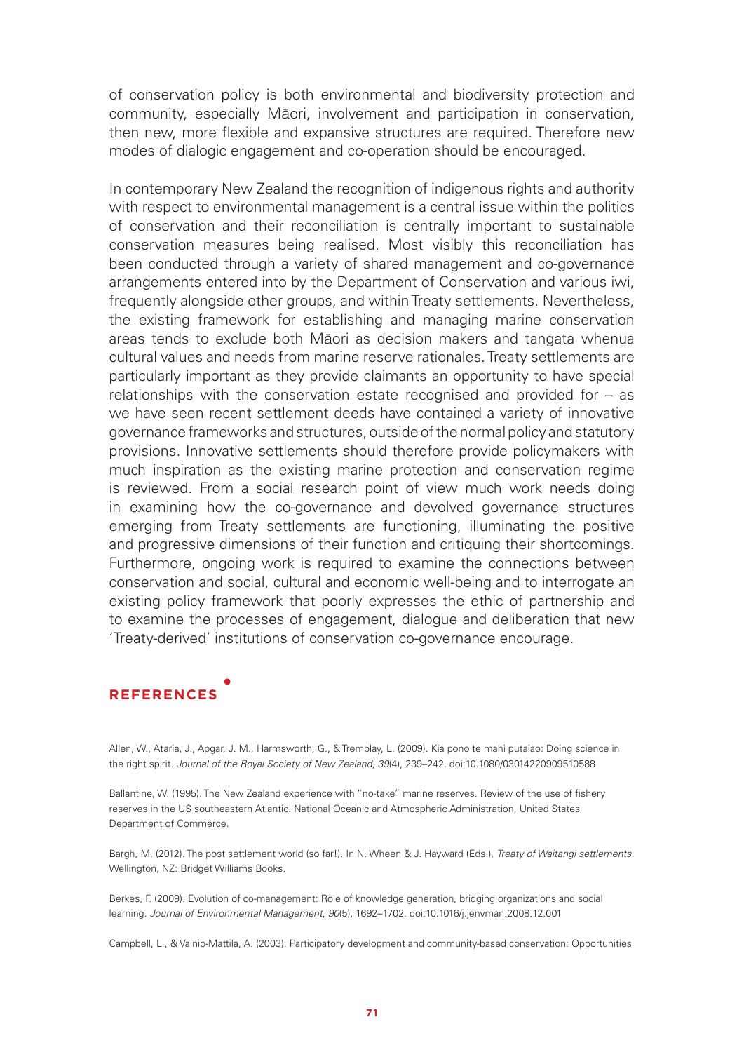of conservation policy is both environmental and biodiversity protection and community, especially Māori, involvement and participation in conservation, then new, more flexible and expansive structures are required. Therefore new modes of dialogic engagement and co-operation should be encouraged.

In contemporary New Zealand the recognition of indigenous rights and authority with respect to environmental management is a central issue within the politics of conservation and their reconciliation is centrally important to sustainable conservation measures being realised. Most visibly this reconciliation has been conducted through a variety of shared management and co-governance arrangements entered into by the Department of Conservation and various iwi, frequently alongside other groups, and within Treaty settlements. Nevertheless, the existing framework for establishing and managing marine conservation areas tends to exclude both Māori as decision makers and tangata whenua cultural values and needs from marine reserve rationales. Treaty settlements are particularly important as they provide claimants an opportunity to have special relationships with the conservation estate recognised and provided for – as we have seen recent settlement deeds have contained a variety of innovative governance frameworks and structures, outside of the normal policy and statutory provisions. Innovative settlements should therefore provide policymakers with much inspiration as the existing marine protection and conservation regime is reviewed. From a social research point of view much work needs doing in examining how the co-governance and devolved governance structures emerging from Treaty settlements are functioning, illuminating the positive and progressive dimensions of their function and critiquing their shortcomings. Furthermore, ongoing work is required to examine the connections between conservation and social, cultural and economic well-being and to interrogate an existing policy framework that poorly expresses the ethic of partnership and to examine the processes of engagement, dialogue and deliberation that new 'Treaty-derived' institutions of conservation co-governance encourage.

## REFERENCES

Allen, W., Ataria, J., Apgar, J. M., Harmsworth, G., & Tremblay, L. (2009). Kia pono te mahi putaiao: Doing science in the right spirit. *Journal of the Royal Society of New Zealand*, *39*(4), 239–242. doi:10.1080/03014220909510588

Ballantine, W. (1995). The New Zealand experience with "no-take" marine reserves. Review of the use of fishery reserves in the US southeastern Atlantic. National Oceanic and Atmospheric Administration, United States Department of Commerce.

Bargh, M. (2012). The post settlement world (so far!). In N. Wheen & J. Hayward (Eds.), *Treaty of Waitangi settlements*. Wellington, NZ: Bridget Williams Books.

Berkes, F. (2009). Evolution of co-management: Role of knowledge generation, bridging organizations and social learning. *Journal of Environmental Management*, *90*(5), 1692–1702. doi:10.1016/j.jenvman.2008.12.001

Campbell, L., & Vainio-Mattila, A. (2003). Participatory development and community-based conservation: Opportunities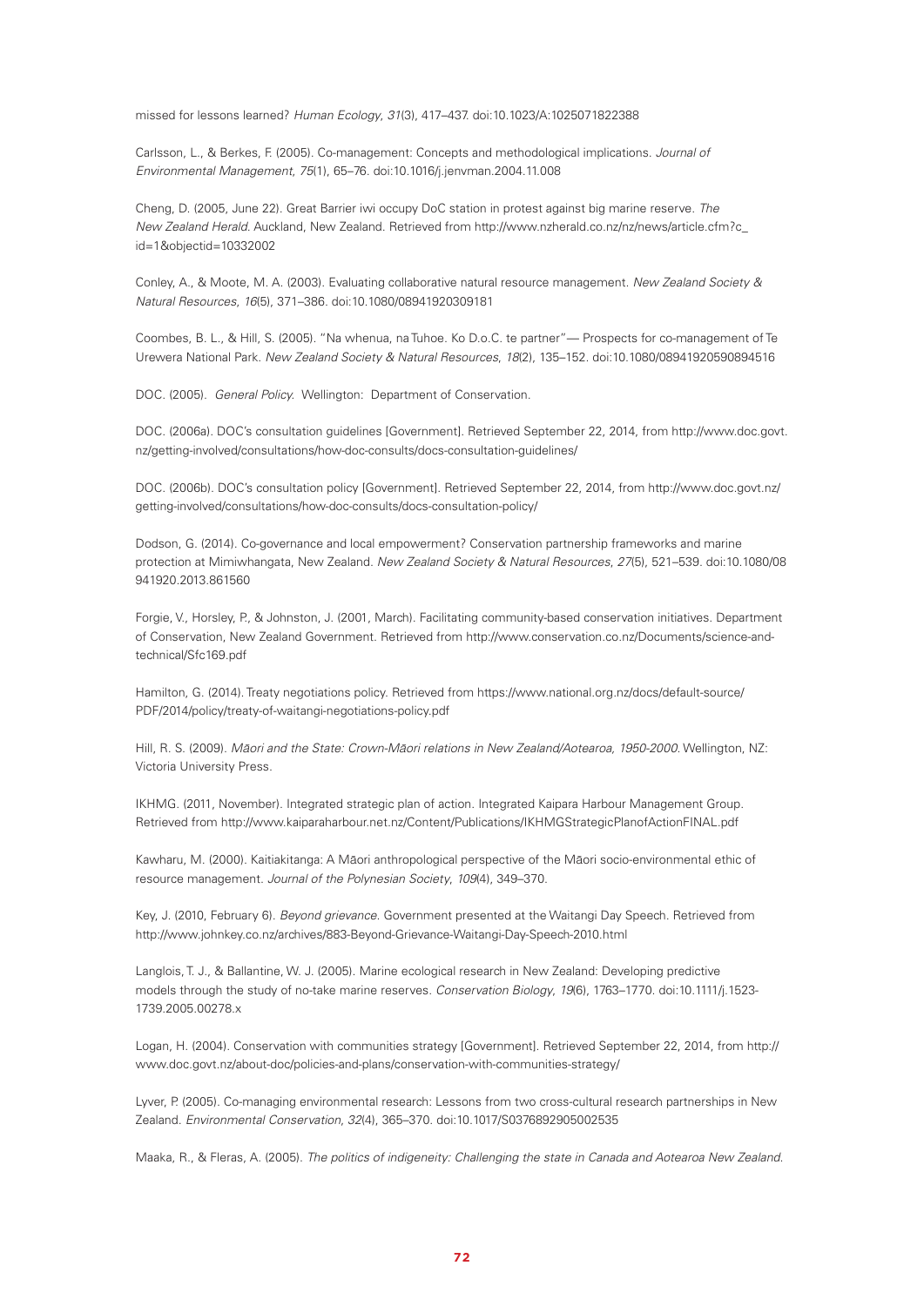missed for lessons learned? *Human Ecology*, *31*(3), 417–437. doi:10.1023/A:1025071822388

Carlsson, L., & Berkes, F. (2005). Co-management: Concepts and methodological implications. *Journal of Environmental Management*, *75*(1), 65–76. doi:10.1016/j.jenvman.2004.11.008

Cheng, D. (2005, June 22). Great Barrier iwi occupy DoC station in protest against big marine reserve. *The New Zealand Herald*. Auckland, New Zealand. Retrieved from http://www.nzherald.co.nz/nz/news/article.cfm?c_id=1&objectid=10332002

Conley, A., & Moote, M. A. (2003). Evaluating collaborative natural resource management. *New Zealand Society & Natural Resources*, *16*(5), 371–386. doi:10.1080/08941920309181

Coombes, B. L., & Hill, S. (2005). "Na whenua, na Tuhoe. Ko D.o.C. te partner"— Prospects for co-management of Te Urewera National Park. *New Zealand Society & Natural Resources*, *18*(2), 135–152. doi:10.1080/08941920590894516

DOC. (2005). *General Policy*. Wellington: Department of Conservation.

DOC. (2006a). DOC's consultation guidelines [Government]. Retrieved September 22, 2014, from http://www.doc.govt.nz/getting-involved/consultations/how-doc-consults/docs-consultation-guidelines/

DOC. (2006b). DOC's consultation policy [Government]. Retrieved September 22, 2014, from http://www.doc.govt.nz/getting-involved/consultations/how-doc-consults/docs-consultation-policy/

Dodson, G. (2014). Co-governance and local empowerment? Conservation partnership frameworks and marine protection at Mimiwhangata, New Zealand. *New Zealand Society & Natural Resources*, *27*(5), 521–539. doi:10.1080/08941920.2013.861560

Forgie, V., Horsley, P., & Johnston, J. (2001, March). Facilitating community-based conservation initiatives. Department of Conservation, New Zealand Government. Retrieved from http://www.conservation.co.nz/Documents/science-and-technical/Sfc169.pdf

Hamilton, G. (2014). Treaty negotiations policy. Retrieved from https://www.national.org.nz/docs/default-source/PDF/2014/policy/treaty-of-waitangi-negotiations-policy.pdf

Hill, R. S. (2009). *Māori and the State: Crown-Māori relations in New Zealand/Aotearoa, 1950-2000*. Wellington, NZ: Victoria University Press.

IKHMG. (2011, November). Integrated strategic plan of action. Integrated Kaipara Harbour Management Group. Retrieved from http://www.kaiparaharbour.net.nz/Content/Publications/IKHMGStrategicPlanofActionFINAL.pdf

Kawharu, M. (2000). Kaitiakitanga: A Māori anthropological perspective of the Māori socio-environmental ethic of resource management. *Journal of the Polynesian Society*, *109*(4), 349–370.

Key, J. (2010, February 6). *Beyond grievance*. Government presented at the Waitangi Day Speech. Retrieved from http://www.johnkey.co.nz/archives/883-Beyond-Grievance-Waitangi-Day-Speech-2010.html

Langlois, T. J., & Ballantine, W. J. (2005). Marine ecological research in New Zealand: Developing predictive models through the study of no-take marine reserves. *Conservation Biology*, *19*(6), 1763–1770. doi:10.1111/j.1523-1739.2005.00278.x

Logan, H. (2004). Conservation with communities strategy [Government]. Retrieved September 22, 2014, from http://www.doc.govt.nz/about-doc/policies-and-plans/conservation-with-communities-strategy/

Lyver, P. (2005). Co-managing environmental research: Lessons from two cross-cultural research partnerships in New Zealand. *Environmental Conservation*, *32*(4), 365–370. doi:10.1017/S0376892905002535

Maaka, R., & Fleras, A. (2005). *The politics of indigeneity: Challenging the state in Canada and Aotearoa New Zealand*.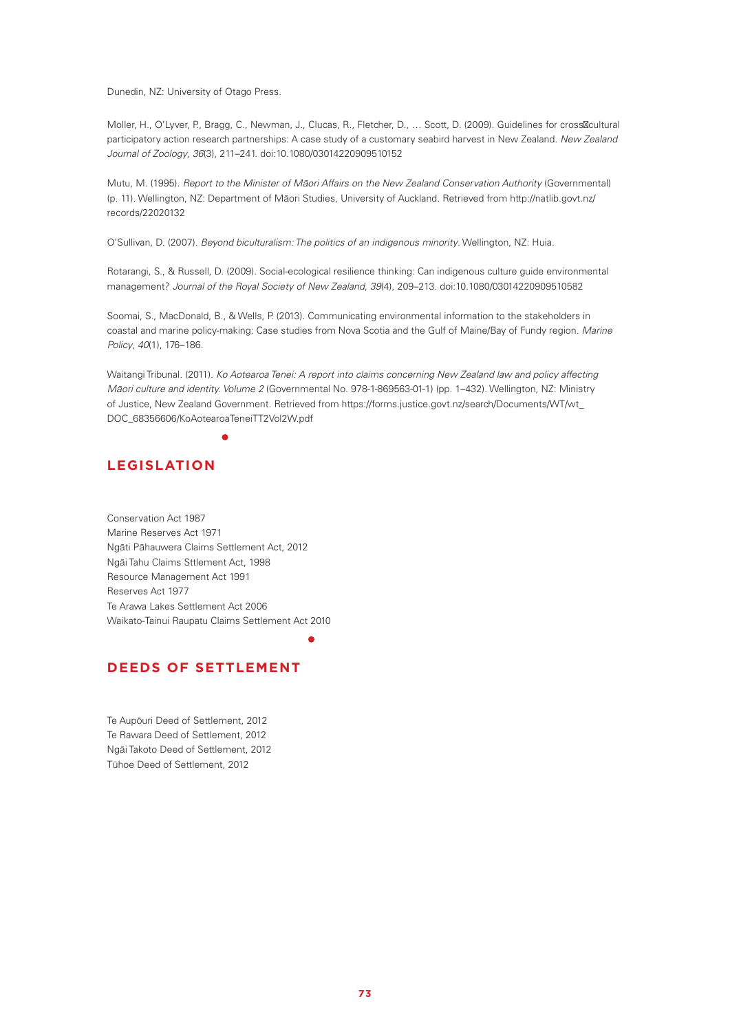Dunedin, NZ: University of Otago Press.

Moller, H., O'Lyver, P., Bragg, C., Newman, J., Clucas, R., Fletcher, D., … Scott, D. (2009). Guidelines for cross-cultural participatory action research partnerships: A case study of a customary seabird harvest in New Zealand. *New Zealand Journal of Zoology*, *36*(3), 211–241. doi:10.1080/03014220909510152

Mutu, M. (1995). *Report to the Minister of Māori Affairs on the New Zealand Conservation Authority* (Governmental) (p. 11). Wellington, NZ: Department of Māori Studies, University of Auckland. Retrieved from http://natlib.govt.nz/records/22020132

O'Sullivan, D. (2007). *Beyond biculturalism: The politics of an indigenous minority*. Wellington, NZ: Huia.

Rotarangi, S., & Russell, D. (2009). Social-ecological resilience thinking: Can indigenous culture guide environmental management? *Journal of the Royal Society of New Zealand*, *39*(4), 209–213. doi:10.1080/03014220909510582

Soomai, S., MacDonald, B., & Wells, P. (2013). Communicating environmental information to the stakeholders in coastal and marine policy-making: Case studies from Nova Scotia and the Gulf of Maine/Bay of Fundy region. *Marine Policy*, *40*(1), 176–186.

Waitangi Tribunal. (2011). *Ko Aotearoa Tenei: A report into claims concerning New Zealand law and policy affecting Māori culture and identity. Volume 2* (Governmental No. 978-1-869563-01-1) (pp. 1–432). Wellington, NZ: Ministry of Justice, New Zealand Government. Retrieved from https://forms.justice.govt.nz/search/Documents/WT/wt_DOC_68356606/KoAotearoaTeneiTT2Vol2W.pdf

## LEGISLATION

Conservation Act 1987
Marine Reserves Act 1971
Ngāti Pāhauwera Claims Settlement Act, 2012
Ngāi Tahu Claims Sttlement Act, 1998
Resource Management Act 1991
Reserves Act 1977
Te Arawa Lakes Settlement Act 2006
Waikato-Tainui Raupatu Claims Settlement Act 2010

## DEEDS OF SETTLEMENT

Te Aupōuri Deed of Settlement, 2012
Te Rawara Deed of Settlement, 2012
Ngāi Takoto Deed of Settlement, 2012
Tūhoe Deed of Settlement, 2012